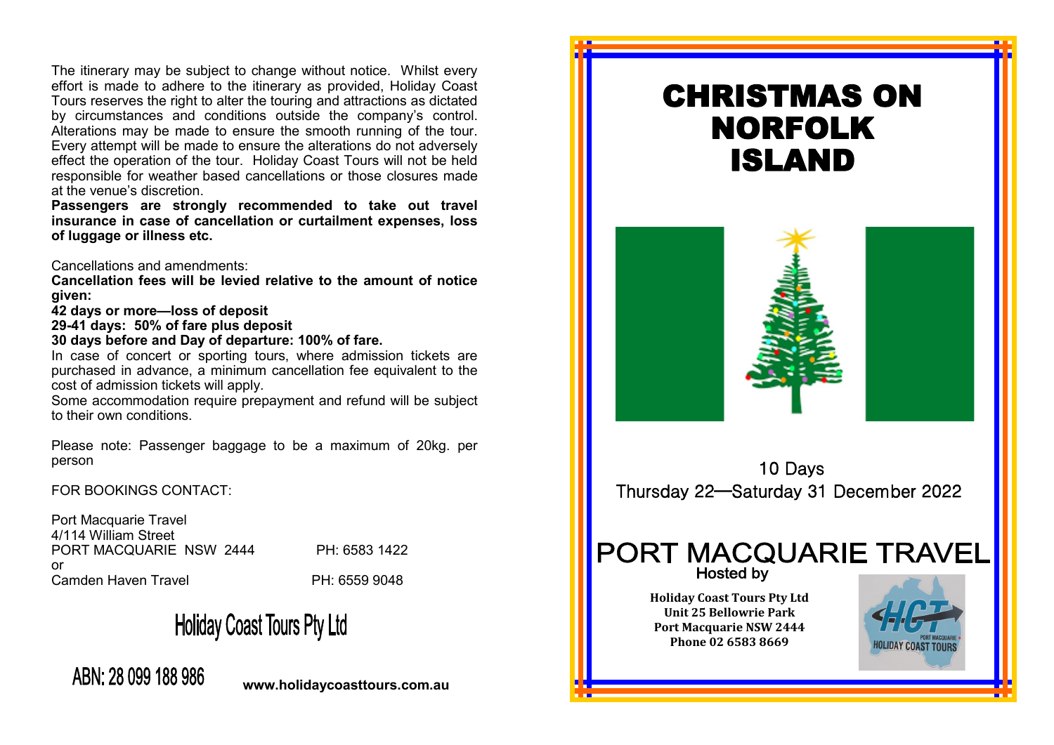The itinerary may be subject to change without notice. Whilst every effort is made to adhere to the itinerary as provided, Holiday Coast Tours reserves the right to alter the touring and attractions as dictated by circumstances and conditions outside the company's control. Alterations may be made to ensure the smooth running of the tour. Every attempt will be made to ensure the alterations do not adversely effect the operation of the tour. Holiday Coast Tours will not be held responsible for weather based cancellations or those closures made at the venue's discretion.

**Passengers are strongly recommended to take out travel insurance in case of cancellation or curtailment expenses, loss of luggage or illness etc.**

Cancellations and amendments:

**Cancellation fees will be levied relative to the amount of notice given:**

**42 days or more—loss of deposit**

**29-41 days: 50% of fare plus deposit**

**30 days before and Day of departure: 100% of fare.**

In case of concert or sporting tours, where admission tickets are purchased in advance, a minimum cancellation fee equivalent to the cost of admission tickets will apply.

Some accommodation require prepayment and refund will be subject to their own conditions.

Please note: Passenger baggage to be a maximum of 20kg. per person

FOR BOOKINGS CONTACT:

Port Macquarie Travel
4/114 William Street
PORT MACQUARIE NSW 2444 PH: 6583 1422
or
Camden Haven Travel PH: 6559 9048

Holiday Coast Tours Pty Ltd

ABN: 28 099 188 986

**www.holidaycoasttours.com.au**

# CHRISTMAS ON NORFOLK ISLAND

10 Days

Thursday 22—Saturday 31 December 2022

## PORT MACQUARIE TRAVEL

Hosted by

**Holiday Coast Tours Pty Ltd**
**Unit 25 Bellowrie Park**
**Port Macquarie NSW 2444**
**Phone 02 6583 8669**

HCT PORT MACQUARIE HOLIDAY COAST TOURS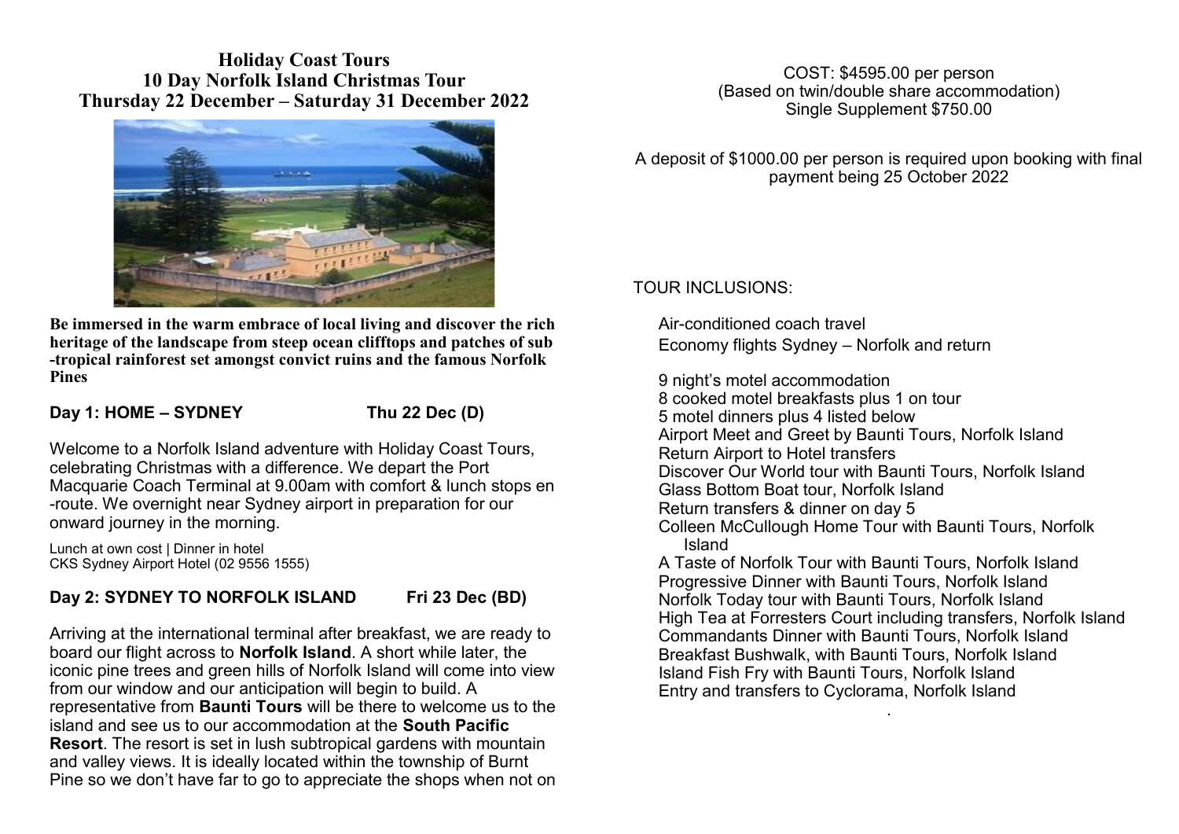# Holiday Coast Tours
## 10 Day Norfolk Island Christmas Tour
## Thursday 22 December – Saturday 31 December 2022

**Be immersed in the warm embrace of local living and discover the rich heritage of the landscape from steep ocean clifftops and patches of sub-tropical rainforest set amongst convict ruins and the famous Norfolk Pines**

### Day 1: HOME – SYDNEY Thu 22 Dec (D)

Welcome to a Norfolk Island adventure with Holiday Coast Tours, celebrating Christmas with a difference. We depart the Port Macquarie Coach Terminal at 9.00am with comfort & lunch stops en-route. We overnight near Sydney airport in preparation for our onward journey in the morning.

Lunch at own cost | Dinner in hotel
CKS Sydney Airport Hotel (02 9556 1555)

### Day 2: SYDNEY TO NORFOLK ISLAND Fri 23 Dec (BD)

Arriving at the international terminal after breakfast, we are ready to board our flight across to **Norfolk Island**. A short while later, the iconic pine trees and green hills of Norfolk Island will come into view from our window and our anticipation will begin to build. A representative from **Baunti Tours** will be there to welcome us to the island and see us to our accommodation at the **South Pacific Resort**. The resort is set in lush subtropical gardens with mountain and valley views. It is ideally located within the township of Burnt Pine so we don't have far to go to appreciate the shops when not on

COST: $4595.00 per person
(Based on twin/double share accommodation)
Single Supplement $750.00

A deposit of $1000.00 per person is required upon booking with final payment being 25 October 2022

TOUR INCLUSIONS:

Air-conditioned coach travel
Economy flights Sydney – Norfolk and return

9 night's motel accommodation
8 cooked motel breakfasts plus 1 on tour
5 motel dinners plus 4 listed below
Airport Meet and Greet by Baunti Tours, Norfolk Island
Return Airport to Hotel transfers
Discover Our World tour with Baunti Tours, Norfolk Island
Glass Bottom Boat tour, Norfolk Island
Return transfers & dinner on day 5
Colleen McCullough Home Tour with Baunti Tours, Norfolk Island
A Taste of Norfolk Tour with Baunti Tours, Norfolk Island
Progressive Dinner with Baunti Tours, Norfolk Island
Norfolk Today tour with Baunti Tours, Norfolk Island
High Tea at Forresters Court including transfers, Norfolk Island
Commandants Dinner with Baunti Tours, Norfolk Island
Breakfast Bushwalk, with Baunti Tours, Norfolk Island
Island Fish Fry with Baunti Tours, Norfolk Island
Entry and transfers to Cyclorama, Norfolk Island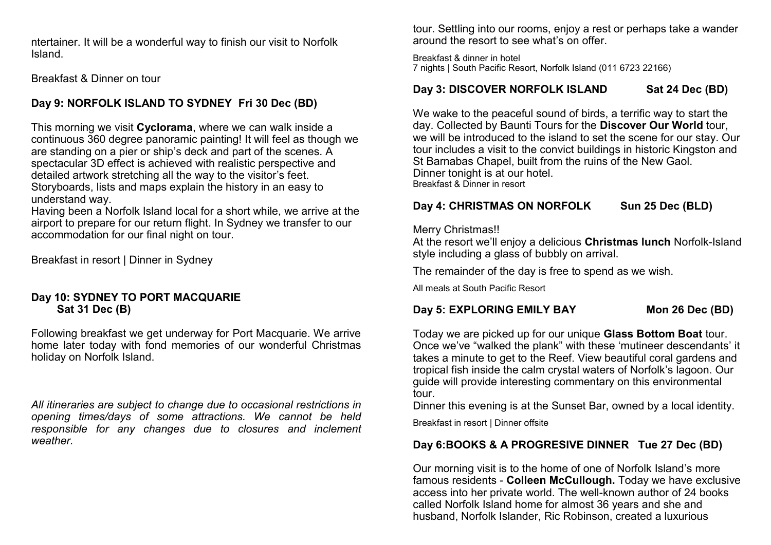ntertainer. It will be a wonderful way to finish our visit to Norfolk Island.

Breakfast & Dinner on tour

**Day 9: NORFOLK ISLAND TO SYDNEY Fri 30 Dec (BD)**

This morning we visit **Cyclorama**, where we can walk inside a continuous 360 degree panoramic painting! It will feel as though we are standing on a pier or ship's deck and part of the scenes. A spectacular 3D effect is achieved with realistic perspective and detailed artwork stretching all the way to the visitor's feet. Storyboards, lists and maps explain the history in an easy to understand way.
Having been a Norfolk Island local for a short while, we arrive at the airport to prepare for our return flight. In Sydney we transfer to our accommodation for our final night on tour.

Breakfast in resort | Dinner in Sydney

**Day 10: SYDNEY TO PORT MACQUARIE Sat 31 Dec (B)**

Following breakfast we get underway for Port Macquarie. We arrive home later today with fond memories of our wonderful Christmas holiday on Norfolk Island.

*All itineraries are subject to change due to occasional restrictions in opening times/days of some attractions. We cannot be held responsible for any changes due to closures and inclement weather.*

tour. Settling into our rooms, enjoy a rest or perhaps take a wander around the resort to see what's on offer.

Breakfast & dinner in hotel
7 nights | South Pacific Resort, Norfolk Island (011 6723 22166)

**Day 3: DISCOVER NORFOLK ISLAND Sat 24 Dec (BD)**

We wake to the peaceful sound of birds, a terrific way to start the day. Collected by Baunti Tours for the **Discover Our World** tour, we will be introduced to the island to set the scene for our stay. Our tour includes a visit to the convict buildings in historic Kingston and St Barnabas Chapel, built from the ruins of the New Gaol.
Dinner tonight is at our hotel.
Breakfast & Dinner in resort

**Day 4: CHRISTMAS ON NORFOLK Sun 25 Dec (BLD)**

Merry Christmas!!
At the resort we'll enjoy a delicious **Christmas lunch** Norfolk-Island style including a glass of bubbly on arrival.

The remainder of the day is free to spend as we wish.

All meals at South Pacific Resort

**Day 5: EXPLORING EMILY BAY Mon 26 Dec (BD)**

Today we are picked up for our unique **Glass Bottom Boat** tour. Once we've "walked the plank" with these 'mutineer descendants' it takes a minute to get to the Reef. View beautiful coral gardens and tropical fish inside the calm crystal waters of Norfolk's lagoon. Our guide will provide interesting commentary on this environmental tour.
Dinner this evening is at the Sunset Bar, owned by a local identity.

Breakfast in resort | Dinner offsite

**Day 6:BOOKS & A PROGRESIVE DINNER Tue 27 Dec (BD)**

Our morning visit is to the home of one of Norfolk Island's more famous residents - **Colleen McCullough.** Today we have exclusive access into her private world. The well-known author of 24 books called Norfolk Island home for almost 36 years and she and husband, Norfolk Islander, Ric Robinson, created a luxurious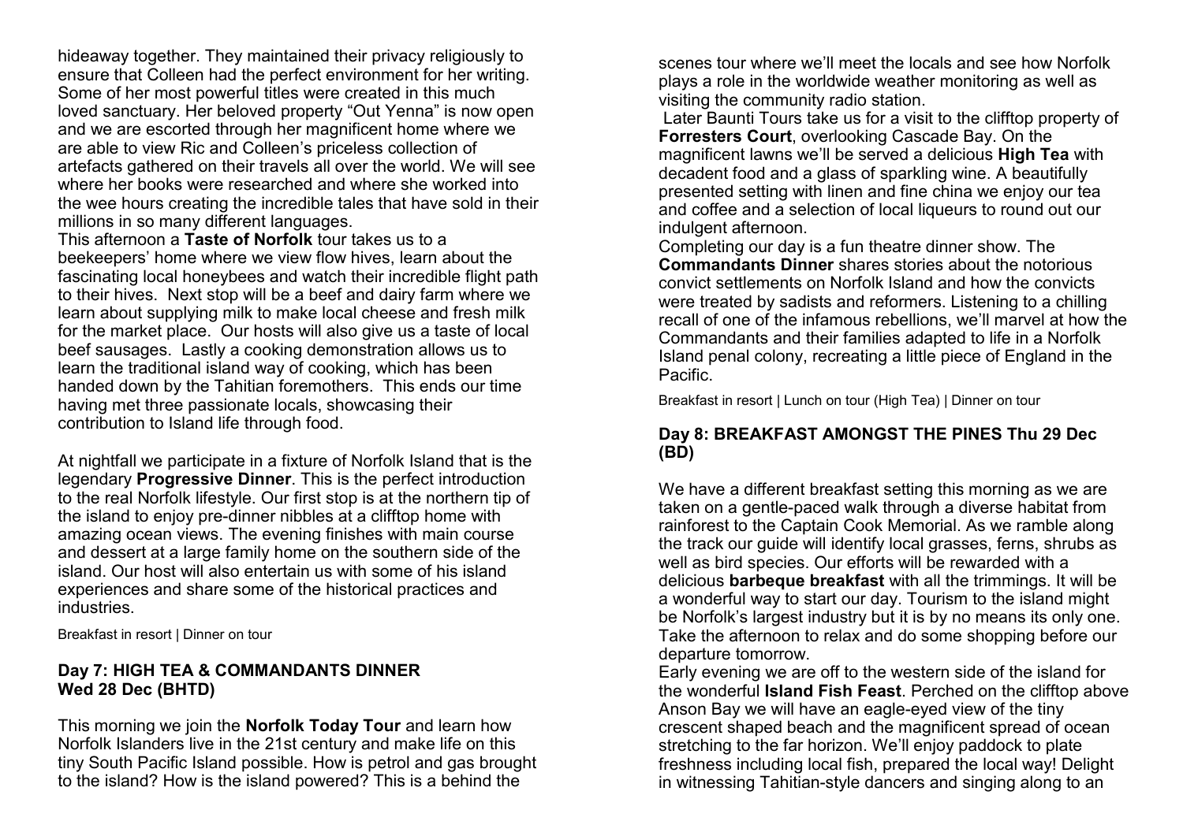hideaway together. They maintained their privacy religiously to ensure that Colleen had the perfect environment for her writing. Some of her most powerful titles were created in this much loved sanctuary. Her beloved property "Out Yenna" is now open and we are escorted through her magnificent home where we are able to view Ric and Colleen's priceless collection of artefacts gathered on their travels all over the world. We will see where her books were researched and where she worked into the wee hours creating the incredible tales that have sold in their millions in so many different languages.

This afternoon a **Taste of Norfolk** tour takes us to a beekeepers' home where we view flow hives, learn about the fascinating local honeybees and watch their incredible flight path to their hives. Next stop will be a beef and dairy farm where we learn about supplying milk to make local cheese and fresh milk for the market place. Our hosts will also give us a taste of local beef sausages. Lastly a cooking demonstration allows us to learn the traditional island way of cooking, which has been handed down by the Tahitian foremothers. This ends our time having met three passionate locals, showcasing their contribution to Island life through food.

At nightfall we participate in a fixture of Norfolk Island that is the legendary **Progressive Dinner**. This is the perfect introduction to the real Norfolk lifestyle. Our first stop is at the northern tip of the island to enjoy pre-dinner nibbles at a clifftop home with amazing ocean views. The evening finishes with main course and dessert at a large family home on the southern side of the island. Our host will also entertain us with some of his island experiences and share some of the historical practices and industries.

Breakfast in resort | Dinner on tour

### Day 7: HIGH TEA & COMMANDANTS DINNER Wed 28 Dec (BHTD)

This morning we join the **Norfolk Today Tour** and learn how Norfolk Islanders live in the 21st century and make life on this tiny South Pacific Island possible. How is petrol and gas brought to the island? How is the island powered? This is a behind the scenes tour where we'll meet the locals and see how Norfolk plays a role in the worldwide weather monitoring as well as visiting the community radio station.

Later Baunti Tours take us for a visit to the clifftop property of **Forresters Court**, overlooking Cascade Bay. On the magnificent lawns we'll be served a delicious **High Tea** with decadent food and a glass of sparkling wine. A beautifully presented setting with linen and fine china we enjoy our tea and coffee and a selection of local liqueurs to round out our indulgent afternoon.

Completing our day is a fun theatre dinner show. The **Commandants Dinner** shares stories about the notorious convict settlements on Norfolk Island and how the convicts were treated by sadists and reformers. Listening to a chilling recall of one of the infamous rebellions, we'll marvel at how the Commandants and their families adapted to life in a Norfolk Island penal colony, recreating a little piece of England in the Pacific.

Breakfast in resort | Lunch on tour (High Tea) | Dinner on tour

### Day 8: BREAKFAST AMONGST THE PINES Thu 29 Dec (BD)

We have a different breakfast setting this morning as we are taken on a gentle-paced walk through a diverse habitat from rainforest to the Captain Cook Memorial. As we ramble along the track our guide will identify local grasses, ferns, shrubs as well as bird species. Our efforts will be rewarded with a delicious **barbeque breakfast** with all the trimmings. It will be a wonderful way to start our day. Tourism to the island might be Norfolk's largest industry but it is by no means its only one. Take the afternoon to relax and do some shopping before our departure tomorrow.

Early evening we are off to the western side of the island for the wonderful **Island Fish Feast**. Perched on the clifftop above Anson Bay we will have an eagle-eyed view of the tiny crescent shaped beach and the magnificent spread of ocean stretching to the far horizon. We'll enjoy paddock to plate freshness including local fish, prepared the local way! Delight in witnessing Tahitian-style dancers and singing along to an